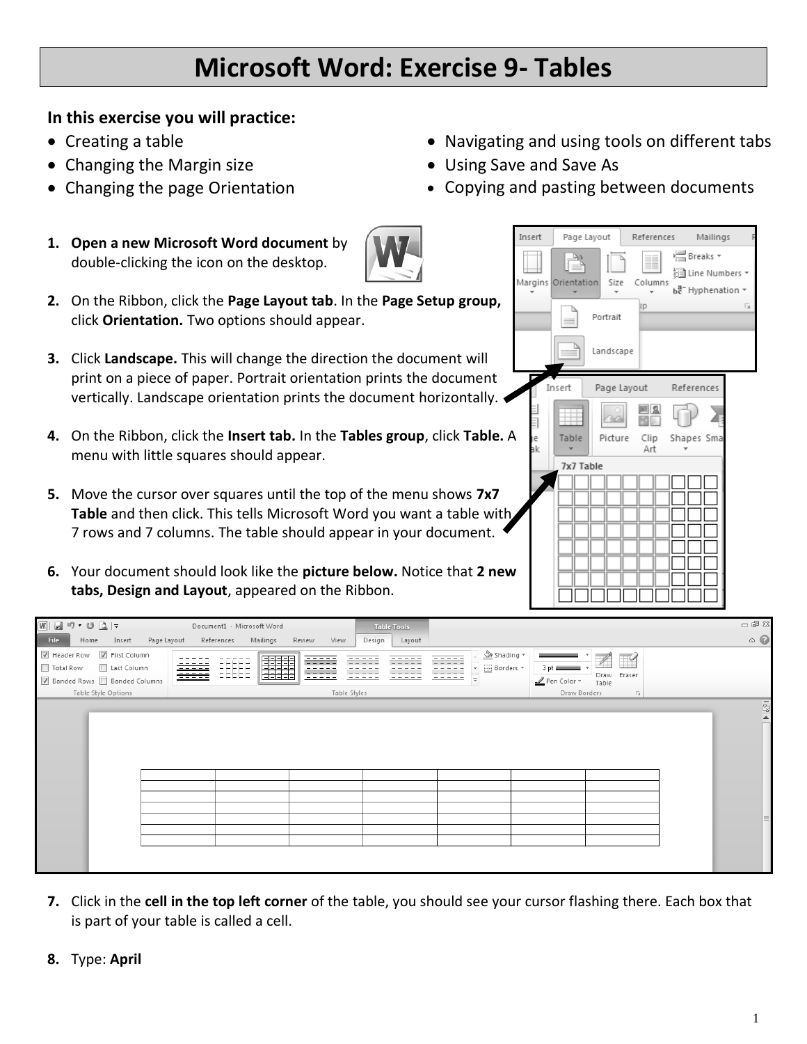# Microsoft Word: Exercise 9- Tables

**In this exercise you will practice:**

- Creating a table
- Changing the Margin size
- Changing the page Orientation
- Navigating and using tools on different tabs
- Using Save and Save As
- Copying and pasting between documents

1. **Open a new Microsoft Word document** by double-clicking the icon on the desktop.

2. On the Ribbon, click the **Page Layout tab**. In the **Page Setup group,** click **Orientation.** Two options should appear.

3. Click **Landscape.** This will change the direction the document will print on a piece of paper. Portrait orientation prints the document vertically. Landscape orientation prints the document horizontally.

4. On the Ribbon, click the **Insert tab.** In the **Tables group**, click **Table.** A menu with little squares should appear.

5. Move the cursor over squares until the top of the menu shows **7x7 Table** and then click. This tells Microsoft Word you want a table with 7 rows and 7 columns. The table should appear in your document.

6. Your document should look like the **picture below.** Notice that **2 new tabs, Design and Layout**, appeared on the Ribbon.

7. Click in the **cell in the top left corner** of the table, you should see your cursor flashing there. Each box that is part of your table is called a cell.

8. Type: **April**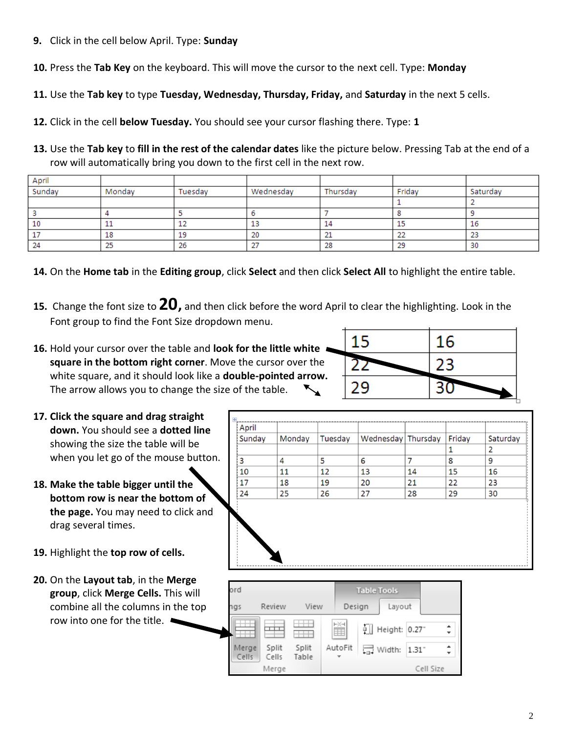9. Click in the cell below April. Type: **Sunday**

10. Press the **Tab Key** on the keyboard. This will move the cursor to the next cell. Type: **Monday**

11. Use the **Tab key** to type **Tuesday, Wednesday, Thursday, Friday,** and **Saturday** in the next 5 cells.

12. Click in the cell **below Tuesday.** You should see your cursor flashing there. Type: **1**

13. Use the **Tab key** to **fill in the rest of the calendar dates** like the picture below. Pressing Tab at the end of a row will automatically bring you down to the first cell in the next row.

| April | | | | | | |
|---|---|---|---|---|---|---|
| Sunday | Monday | Tuesday | Wednesday | Thursday | Friday | Saturday |
| | | | | | 1 | 2 |
| 3 | 4 | 5 | 6 | 7 | 8 | 9 |
| 10 | 11 | 12 | 13 | 14 | 15 | 16 |
| 17 | 18 | 19 | 20 | 21 | 22 | 23 |
| 24 | 25 | 26 | 27 | 28 | 29 | 30 |

14. On the **Home tab** in the **Editing group**, click **Select** and then click **Select All** to highlight the entire table.

15. Change the font size to **20,** and then click before the word April to clear the highlighting. Look in the Font group to find the Font Size dropdown menu.

16. Hold your cursor over the table and **look for the little white square in the bottom right corner**. Move the cursor over the white square, and it should look like a **double-pointed arrow.** The arrow allows you to change the size of the table.

| 15 | 16 |
|---|---|
| 22 | 23 |
| 29 | 30 |

17. **Click the square and drag straight down.** You should see a **dotted line** showing the size the table will be when you let go of the mouse button.

18. **Make the table bigger until the bottom row is near the bottom of the page.** You may need to click and drag several times.

| April | | | | | | |
|---|---|---|---|---|---|---|
| Sunday | Monday | Tuesday | Wednesday | Thursday | Friday | Saturday |
| | | | | | 1 | 2 |
| 3 | 4 | 5 | 6 | 7 | 8 | 9 |
| 10 | 11 | 12 | 13 | 14 | 15 | 16 |
| 17 | 18 | 19 | 20 | 21 | 22 | 23 |
| 24 | 25 | 26 | 27 | 28 | 29 | 30 |

19. Highlight the **top row of cells.**

20. On the **Layout tab**, in the **Merge group**, click **Merge Cells.** This will combine all the columns in the top row into one for the title.

ord | Table Tools | ngs | Review | View | Design | Layout | Merge Cells | Split Cells | Split Table | Merge | AutoFit | Height: 0.27" | Width: 1.31" | Cell Size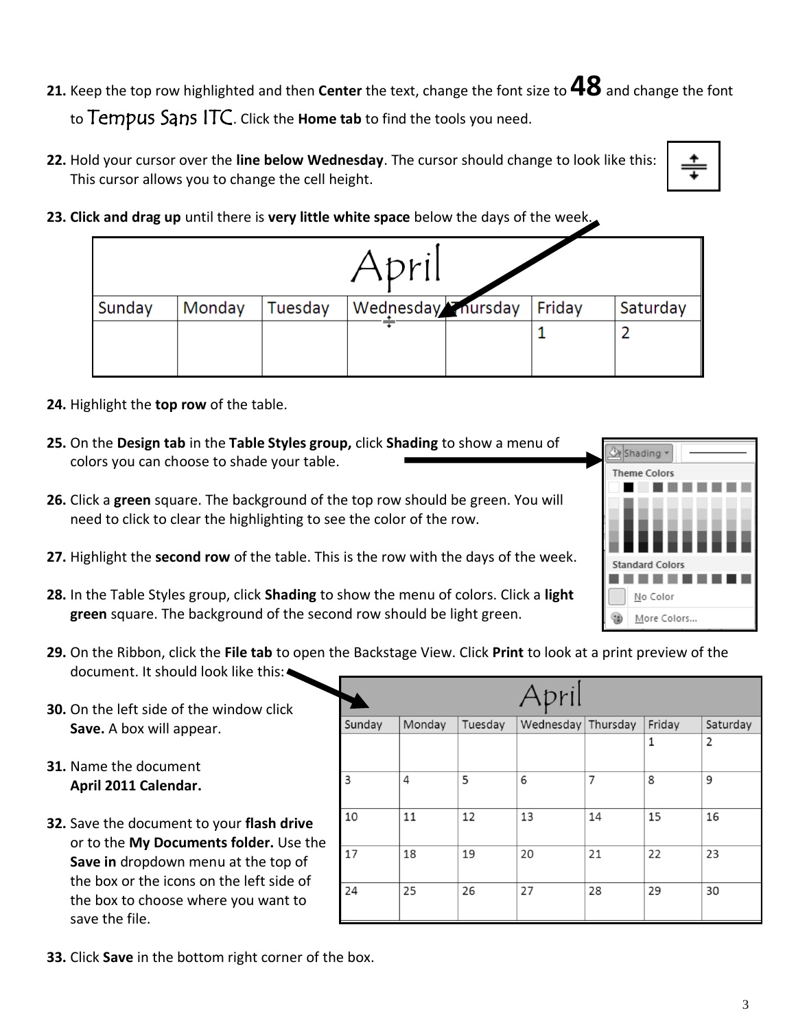21. Keep the top row highlighted and then **Center** the text, change the font size to **48** and change the font to Tempus Sans ITC. Click the **Home tab** to find the tools you need.

22. Hold your cursor over the **line below Wednesday**. The cursor should change to look like this: This cursor allows you to change the cell height.

23. **Click and drag up** until there is **very little white space** below the days of the week.

| April | | | | | | |
|---|---|---|---|---|---|---|
| Sunday | Monday | Tuesday | Wednesday | Thursday | Friday | Saturday |
| | | | | | 1 | 2 |

24. Highlight the **top row** of the table.

25. On the **Design tab** in the **Table Styles group,** click **Shading** to show a menu of colors you can choose to shade your table.

26. Click a **green** square. The background of the top row should be green. You will need to click to clear the highlighting to see the color of the row.

27. Highlight the **second row** of the table. This is the row with the days of the week.

28. In the Table Styles group, click **Shading** to show the menu of colors. Click a **light green** square. The background of the second row should be light green.

Shading
Theme Colors
Standard Colors
No Color
More Colors...

29. On the Ribbon, click the **File tab** to open the Backstage View. Click **Print** to look at a print preview of the document. It should look like this:

| April | | | | | | |
|---|---|---|---|---|---|---|
| Sunday | Monday | Tuesday | Wednesday | Thursday | Friday | Saturday |
| | | | | | 1 | 2 |
| 3 | 4 | 5 | 6 | 7 | 8 | 9 |
| 10 | 11 | 12 | 13 | 14 | 15 | 16 |
| 17 | 18 | 19 | 20 | 21 | 22 | 23 |
| 24 | 25 | 26 | 27 | 28 | 29 | 30 |

30. On the left side of the window click **Save.** A box will appear.

31. Name the document **April 2011 Calendar.**

32. Save the document to your **flash drive** or to the **My Documents folder.** Use the **Save in** dropdown menu at the top of the box or the icons on the left side of the box to choose where you want to save the file.

33. Click **Save** in the bottom right corner of the box.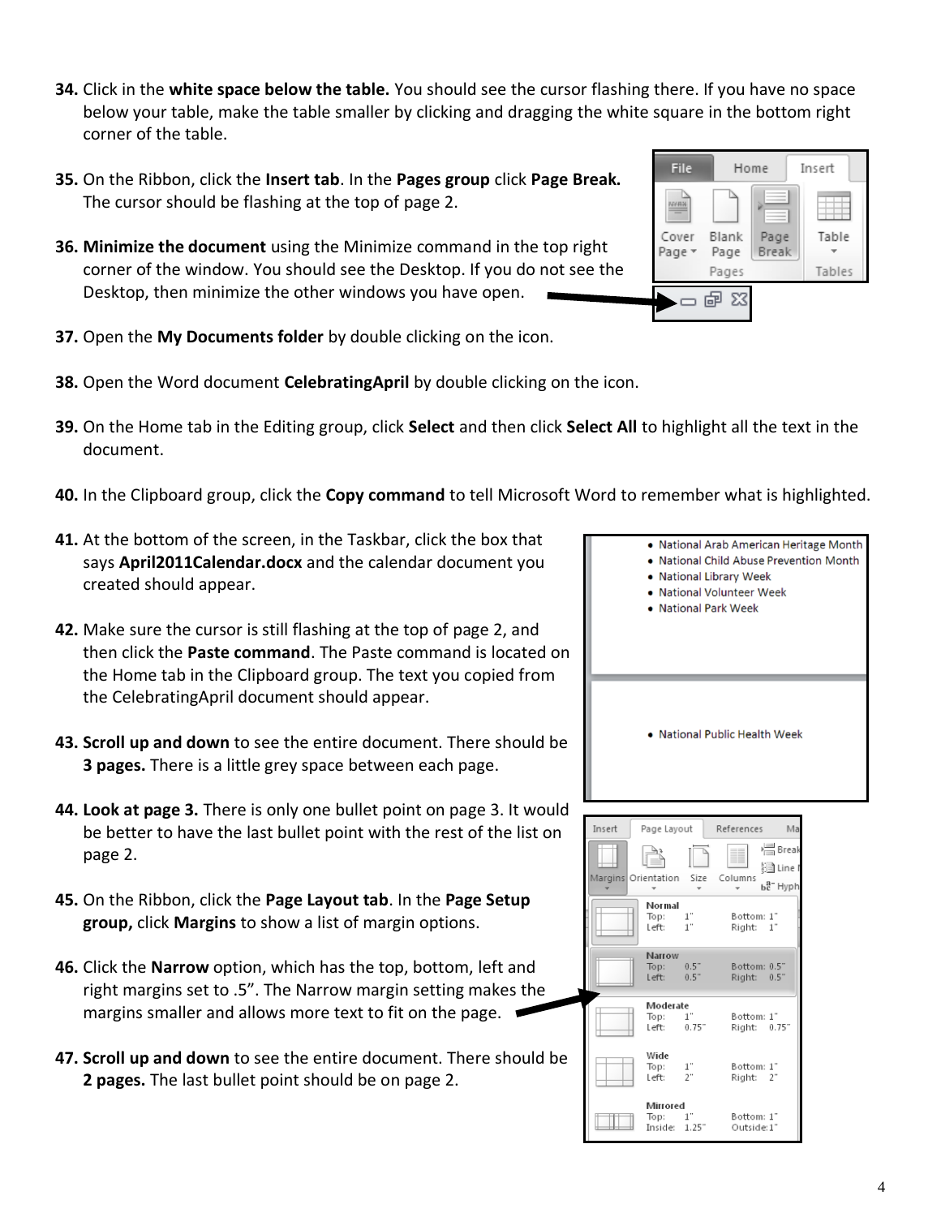**34.** Click in the **white space below the table.** You should see the cursor flashing there. If you have no space below your table, make the table smaller by clicking and dragging the white square in the bottom right corner of the table.

**35.** On the Ribbon, click the **Insert tab**. In the **Pages group** click **Page Break.** The cursor should be flashing at the top of page 2.

**36. Minimize the document** using the Minimize command in the top right corner of the window. You should see the Desktop. If you do not see the Desktop, then minimize the other windows you have open.

**37.** Open the **My Documents folder** by double clicking on the icon.

**38.** Open the Word document **CelebratingApril** by double clicking on the icon.

**39.** On the Home tab in the Editing group, click **Select** and then click **Select All** to highlight all the text in the document.

**40.** In the Clipboard group, click the **Copy command** to tell Microsoft Word to remember what is highlighted.

**41.** At the bottom of the screen, in the Taskbar, click the box that says **April2011Calendar.docx** and the calendar document you created should appear.

**42.** Make sure the cursor is still flashing at the top of page 2, and then click the **Paste command**. The Paste command is located on the Home tab in the Clipboard group. The text you copied from the CelebratingApril document should appear.

**43. Scroll up and down** to see the entire document. There should be **3 pages.** There is a little grey space between each page.

**44. Look at page 3.** There is only one bullet point on page 3. It would be better to have the last bullet point with the rest of the list on page 2.

**45.** On the Ribbon, click the **Page Layout tab**. In the **Page Setup group,** click **Margins** to show a list of margin options.

**46.** Click the **Narrow** option, which has the top, bottom, left and right margins set to .5". The Narrow margin setting makes the margins smaller and allows more text to fit on the page.

**47. Scroll up and down** to see the entire document. There should be **2 pages.** The last bullet point should be on page 2.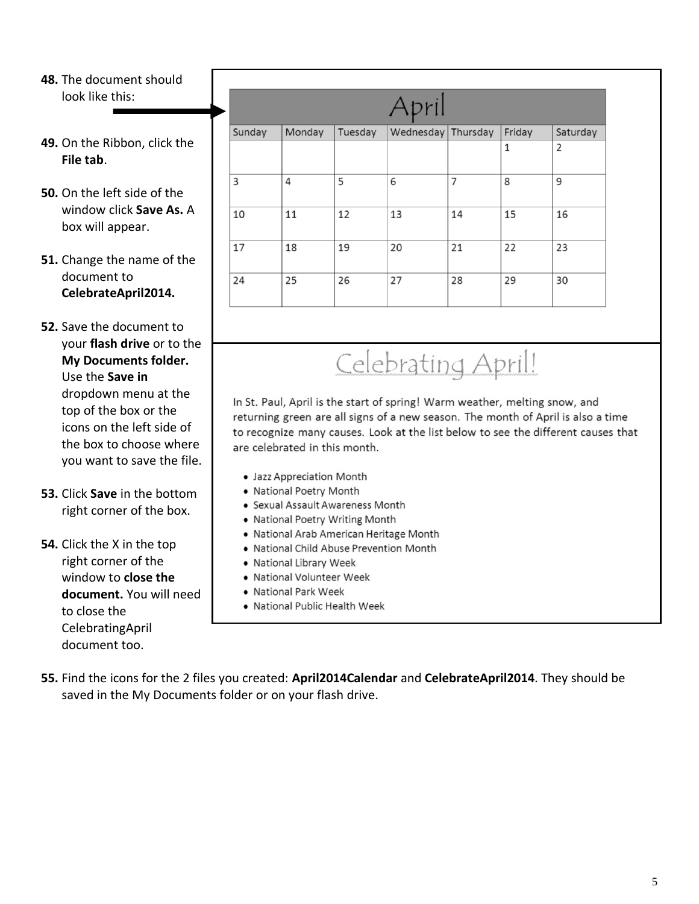48. The document should look like this:

| April | | | | | | |
|---|---|---|---|---|---|---|
| Sunday | Monday | Tuesday | Wednesday | Thursday | Friday | Saturday |
| | | | | | 1 | 2 |
| 3 | 4 | 5 | 6 | 7 | 8 | 9 |
| 10 | 11 | 12 | 13 | 14 | 15 | 16 |
| 17 | 18 | 19 | 20 | 21 | 22 | 23 |
| 24 | 25 | 26 | 27 | 28 | 29 | 30 |

# Celebrating April!

In St. Paul, April is the start of spring! Warm weather, melting snow, and returning green are all signs of a new season. The month of April is also a time to recognize many causes. Look at the list below to see the different causes that are celebrated in this month.

- Jazz Appreciation Month
- National Poetry Month
- Sexual Assault Awareness Month
- National Poetry Writing Month
- National Arab American Heritage Month
- National Child Abuse Prevention Month
- National Library Week
- National Volunteer Week
- National Park Week
- National Public Health Week

49. On the Ribbon, click the **File tab**.

50. On the left side of the window click **Save As.** A box will appear.

51. Change the name of the document to **CelebrateApril2014.**

52. Save the document to your **flash drive** or to the **My Documents folder.** Use the **Save in** dropdown menu at the top of the box or the icons on the left side of the box to choose where you want to save the file.

53. Click **Save** in the bottom right corner of the box.

54. Click the X in the top right corner of the window to **close the document.** You will need to close the CelebratingApril document too.

55. Find the icons for the 2 files you created: **April2014Calendar** and **CelebrateApril2014**. They should be saved in the My Documents folder or on your flash drive.